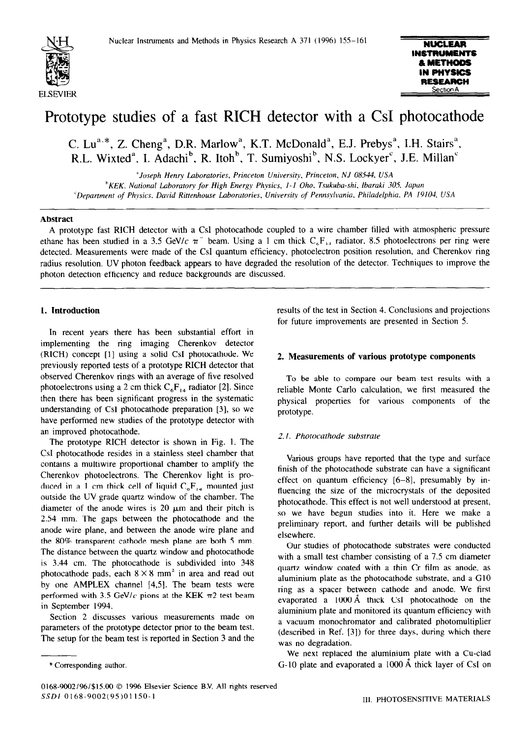# Prototype studies of a fast RICH detector with a CsI photocathode

C. Lu[a,*], Z. Cheng[a], D.R. Marlow[a], K.T. McDonald[a], E.J. Prebys[a], I.H. Stairs[a], R.L. Wixted[a], I. Adachi[b], R. Itoh[b], T. Sumiyoshi[b], N.S. Lockyer[c], J.E. Millan[c]

[a] Joseph Henry Laboratories, Princeton University, Princeton, NJ 08544, USA

[b] KEK, National Laboratory for High Energy Physics, 1-1 Oho, Tsukuba-shi, Ibaraki 305, Japan

[c] Department of Physics, David Rittenhouse Laboratories, University of Pennsylvania, Philadelphia, PA 19104, USA

## Abstract

A prototype fast RICH detector with a CsI photocathode coupled to a wire chamber filled with atmospheric pressure ethane has been studied in a 3.5 GeV/c $\pi^-$ beam. Using a 1 cm thick $C_6F_{14}$ radiator, 8.5 photoelectrons per ring were detected. Measurements were made of the CsI quantum efficiency, photoelectron position resolution, and Cherenkov ring radius resolution. UV photon feedback appears to have degraded the resolution of the detector. Techniques to improve the photon detection efficiency and reduce backgrounds are discussed.

## 1. Introduction

In recent years there has been substantial effort in implementing the ring imaging Cherenkov detector (RICH) concept [1] using a solid CsI photocathode. We previously reported tests of a prototype RICH detector that observed Cherenkov rings with an average of five resolved photoelectrons using a 2 cm thick $C_6F_{14}$ radiator [2]. Since then there has been significant progress in the systematic understanding of CsI photocathode preparation [3], so we have performed new studies of the prototype detector with an improved photocathode.

The prototype RICH detector is shown in Fig. 1. The CsI photocathode resides in a stainless steel chamber that contains a multiwire proportional chamber to amplify the Cherenkov photoelectrons. The Cherenkov light is produced in a 1 cm thick cell of liquid $C_6F_{14}$ mounted just outside the UV grade quartz window of the chamber. The diameter of the anode wires is 20 μm and their pitch is 2.54 mm. The gaps between the photocathode and the anode wire plane, and between the anode wire plane and the 80% transparent cathode mesh plane are both 5 mm. The distance between the quartz window and photocathode is 3.44 cm. The photocathode is subdivided into 348 photocathode pads, each $8 \times 8$ mm$^2$ in area and read out by one AMPLEX channel [4,5]. The beam tests were performed with 3.5 GeV/c pions at the KEK $\pi 2$ test beam in September 1994.

Section 2 discusses various measurements made on parameters of the prototype detector prior to the beam test. The setup for the beam test is reported in Section 3 and the results of the test in Section 4. Conclusions and projections for future improvements are presented in Section 5.

## 2. Measurements of various prototype components

To be able to compare our beam test results with a reliable Monte Carlo calculation, we first measured the physical properties for various components of the prototype.

### 2.1. Photocathode substrate

Various groups have reported that the type and surface finish of the photocathode substrate can have a significant effect on quantum efficiency [6–8], presumably by influencing the size of the microcrystals of the deposited photocathode. This effect is not well understood at present, so we have begun studies into it. Here we make a preliminary report, and further details will be published elsewhere.

Our studies of photocathode substrates were conducted with a small test chamber consisting of a 7.5 cm diameter quartz window coated with a thin Cr film as anode, as aluminium plate as the photocathode substrate, and a G10 ring as a spacer between cathode and anode. We first evaporated a 1000 Å thick CsI photocathode on the aluminium plate and monitored its quantum efficiency with a vacuum monochromator and calibrated photomultiplier (described in Ref. [3]) for three days, during which there was no degradation.

We next replaced the aluminium plate with a Cu-clad G-10 plate and evaporated a 1000 Å thick layer of CsI on

* Corresponding author.

0168-9002/96/$15.00 © 1996 Elsevier Science B.V. All rights reserved
SSDI 0168-9002(95)01150-1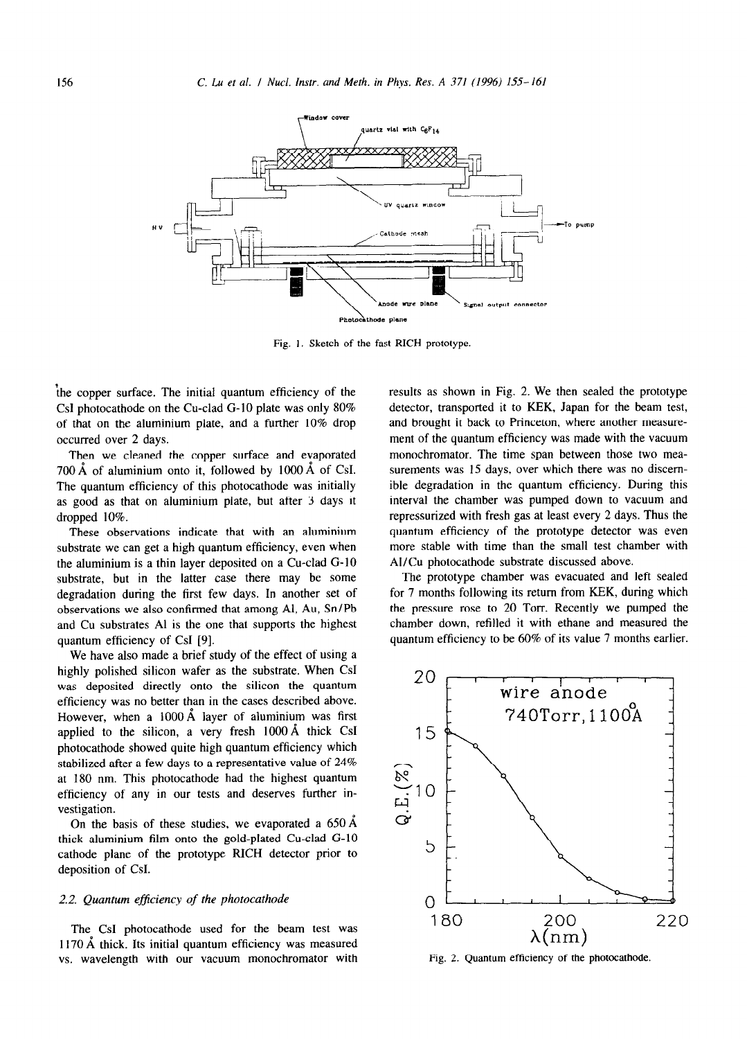Fig. 1. Sketch of the fast RICH prototype.

the copper surface. The initial quantum efficiency of the CsI photocathode on the Cu-clad G-10 plate was only 80% of that on the aluminium plate, and a further 10% drop occurred over 2 days.

Then we cleaned the copper surface and evaporated 700 Å of aluminium onto it, followed by 1000 Å of CsI. The quantum efficiency of this photocathode was initially as good as that on aluminium plate, but after 3 days it dropped 10%.

These observations indicate that with an aluminium substrate we can get a high quantum efficiency, even when the aluminium is a thin layer deposited on a Cu-clad G-10 substrate, but in the latter case there may be some degradation during the first few days. In another set of observations we also confirmed that among Al, Au, Sn/Pb and Cu substrates Al is the one that supports the highest quantum efficiency of CsI [9].

We have also made a brief study of the effect of using a highly polished silicon wafer as the substrate. When CsI was deposited directly onto the silicon the quantum efficiency was no better than in the cases described above. However, when a 1000 Å layer of aluminium was first applied to the silicon, a very fresh 1000 Å thick CsI photocathode showed quite high quantum efficiency which stabilized after a few days to a representative value of 24% at 180 nm. This photocathode had the highest quantum efficiency of any in our tests and deserves further investigation.

On the basis of these studies, we evaporated a 650 Å thick aluminium film onto the gold-plated Cu-clad G-10 cathode plane of the prototype RICH detector prior to deposition of CsI.

### 2.2. Quantum efficiency of the photocathode

The CsI photocathode used for the beam test was 1170 Å thick. Its initial quantum efficiency was measured vs. wavelength with our vacuum monochromator with results as shown in Fig. 2. We then sealed the prototype detector, transported it to KEK, Japan for the beam test, and brought it back to Princeton, where another measurement of the quantum efficiency was made with the vacuum monochromator. The time span between those two measurements was 15 days, over which there was no discernible degradation in the quantum efficiency. During this interval the chamber was pumped down to vacuum and repressurized with fresh gas at least every 2 days. Thus the quantum efficiency of the prototype detector was even more stable with time than the small test chamber with Al/Cu photocathode substrate discussed above.

The prototype chamber was evacuated and left sealed for 7 months following its return from KEK, during which the pressure rose to 20 Torr. Recently we pumped the chamber down, refilled it with ethane and measured the quantum efficiency to be 60% of its value 7 months earlier.

Fig. 2. Quantum efficiency of the photocathode.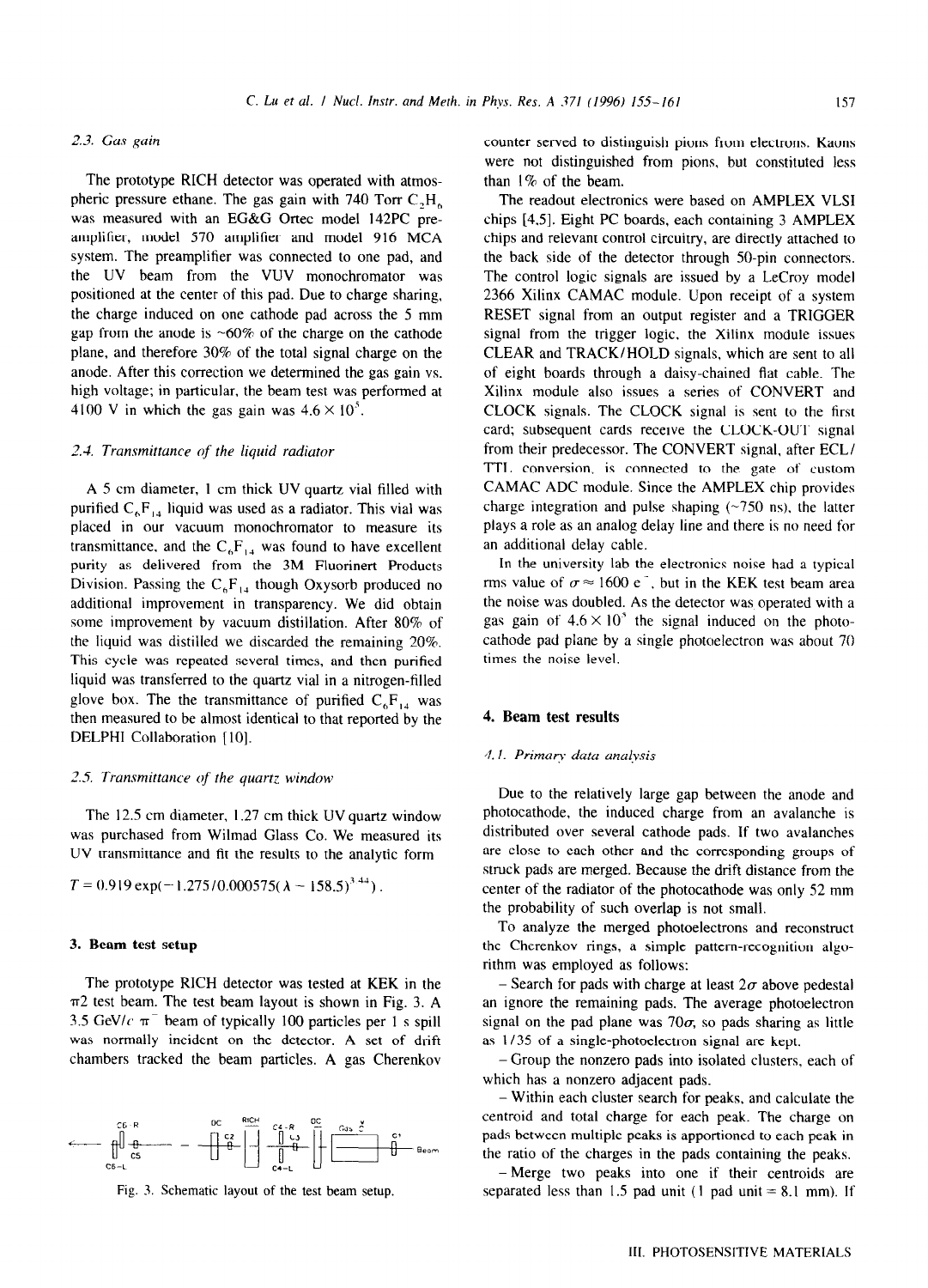### 2.3. Gas gain

The prototype RICH detector was operated with atmospheric pressure ethane. The gas gain with 740 Torr $C_2H_6$ was measured with an EG&G Ortec model 142PC preamplifier, model 570 amplifier and model 916 MCA system. The preamplifier was connected to one pad, and the UV beam from the VUV monochromator was positioned at the center of this pad. Due to charge sharing, the charge induced on one cathode pad across the 5 mm gap from the anode is ~60% of the charge on the cathode plane, and therefore 30% of the total signal charge on the anode. After this correction we determined the gas gain vs. high voltage; in particular, the beam test was performed at 4100 V in which the gas gain was $4.6 \times 10^5$.

### 2.4. Transmittance of the liquid radiator

A 5 cm diameter, 1 cm thick UV quartz vial filled with purified $C_6F_{14}$ liquid was used as a radiator. This vial was placed in our vacuum monochromator to measure its transmittance, and the $C_6F_{14}$ was found to have excellent purity as delivered from the 3M Fluorinert Products Division. Passing the $C_6F_{14}$ though Oxysorb produced no additional improvement in transparency. We did obtain some improvement by vacuum distillation. After 80% of the liquid was distilled we discarded the remaining 20%. This cycle was repeated several times, and then purified liquid was transferred to the quartz vial in a nitrogen-filled glove box. The transmittance of purified $C_6F_{14}$ was then measured to be almost identical to that reported by the DELPHI Collaboration [10].

### 2.5. Transmittance of the quartz window

The 12.5 cm diameter, 1.27 cm thick UV quartz window was purchased from Wilmad Glass Co. We measured its UV transmittance and fit the results to the analytic form

$$T = 0.919 \exp(-1.275/0.000575(\lambda - 158.5)^{3.44}).$$

## 3. Beam test setup

The prototype RICH detector was tested at KEK in the $\pi 2$ test beam. The test beam layout is shown in Fig. 3. A 3.5 GeV/$c$ $\pi^-$ beam of typically 100 particles per 1 s spill was normally incident on the detector. A set of drift chambers tracked the beam particles. A gas Cherenkov counter served to distinguish pions from electrons. Kaons were not distinguished from pions, but constituted less than 1% of the beam.

Fig. 3. Schematic layout of the test beam setup.

The readout electronics were based on AMPLEX VLSI chips [4,5]. Eight PC boards, each containing 3 AMPLEX chips and relevant control circuitry, are directly attached to the back side of the detector through 50-pin connectors. The control logic signals are issued by a LeCroy model 2366 Xilinx CAMAC module. Upon receipt of a system RESET signal from an output register and a TRIGGER signal from the trigger logic, the Xilinx module issues CLEAR and TRACK/HOLD signals, which are sent to all of eight boards through a daisy-chained flat cable. The Xilinx module also issues a series of CONVERT and CLOCK signals. The CLOCK signal is sent to the first card; subsequent cards receive the CLOCK-OUT signal from their predecessor. The CONVERT signal, after ECL/TTL conversion, is connected to the gate of custom CAMAC ADC module. Since the AMPLEX chip provides charge integration and pulse shaping (~750 ns), the latter plays a role as an analog delay line and there is no need for an additional delay cable.

In the university lab the electronics noise had a typical rms value of $\sigma \approx 1600\ e^-$, but in the KEK test beam area the noise was doubled. As the detector was operated with a gas gain of $4.6 \times 10^5$ the signal induced on the photocathode pad plane by a single photoelectron was about 70 times the noise level.

## 4. Beam test results

### 4.1. Primary data analysis

Due to the relatively large gap between the anode and photocathode, the induced charge from an avalanche is distributed over several cathode pads. If two avalanches are close to each other and the corresponding groups of struck pads are merged. Because the drift distance from the center of the radiator of the photocathode was only 52 mm the probability of such overlap is not small.

To analyze the merged photoelectrons and reconstruct the Cherenkov rings, a simple pattern-recognition algorithm was employed as follows:

– Search for pads with charge at least $2\sigma$ above pedestal an ignore the remaining pads. The average photoelectron signal on the pad plane was $70\sigma$, so pads sharing as little as 1/35 of a single-photoelectron signal are kept.

– Group the nonzero pads into isolated clusters, each of which has a nonzero adjacent pads.

– Within each cluster search for peaks, and calculate the centroid and total charge for each peak. The charge on pads between multiple peaks is apportioned to each peak in the ratio of the charges in the pads containing the peaks.

– Merge two peaks into one if their centroids are separated less than 1.5 pad unit (1 pad unit = 8.1 mm). If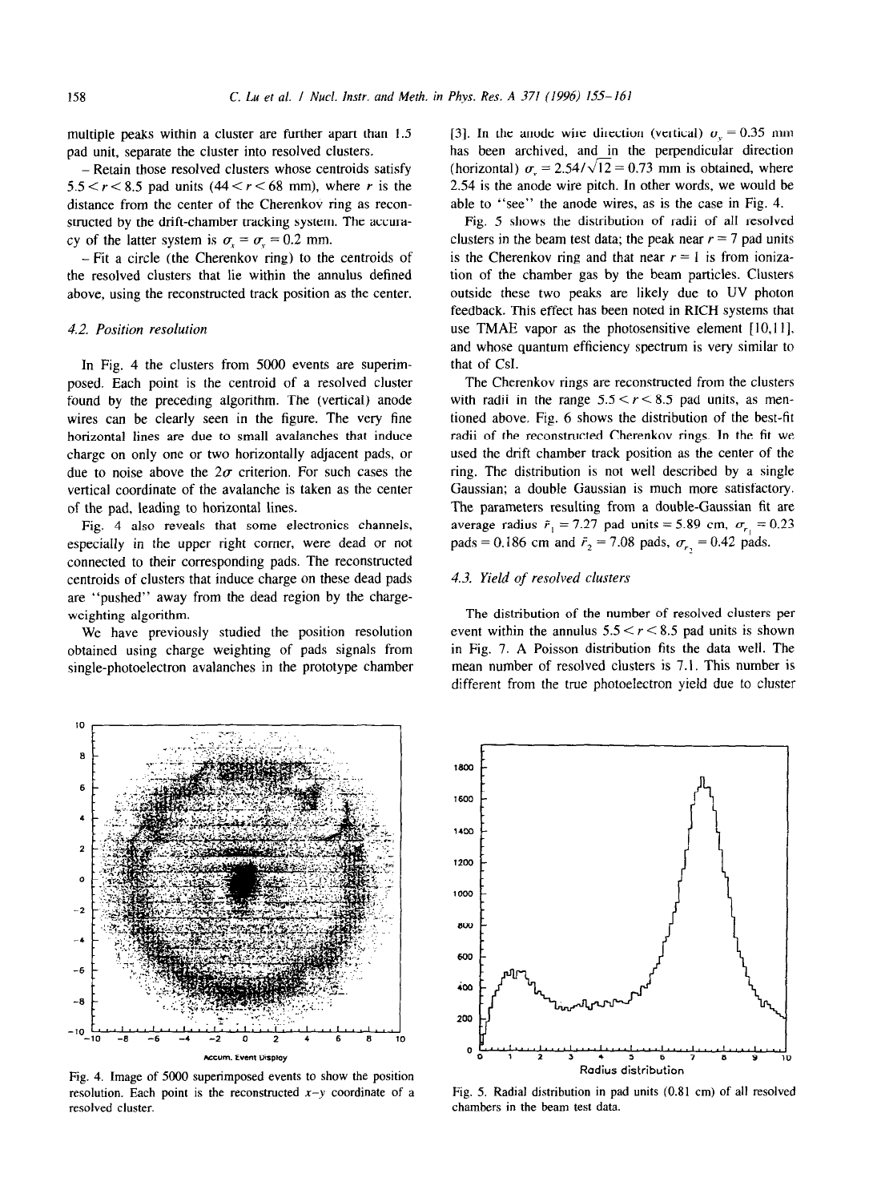multiple peaks within a cluster are further apart than 1.5 pad unit, separate the cluster into resolved clusters.

– Retain those resolved clusters whose centroids satisfy $5.5 < r < 8.5$ pad units ($44 < r < 68$ mm), where $r$ is the distance from the center of the Cherenkov ring as reconstructed by the drift-chamber tracking system. The accuracy of the latter system is $\sigma_x = \sigma_y = 0.2$ mm.

– Fit a circle (the Cherenkov ring) to the centroids of the resolved clusters that lie within the annulus defined above, using the reconstructed track position as the center.

### 4.2. Position resolution

In Fig. 4 the clusters from 5000 events are superimposed. Each point is the centroid of a resolved cluster found by the preceding algorithm. The (vertical) anode wires can be clearly seen in the figure. The very fine horizontal lines are due to small avalanches that induce charge on only one or two horizontally adjacent pads, or due to noise above the $2\sigma$ criterion. For such cases the vertical coordinate of the avalanche is taken as the center of the pad, leading to horizontal lines.

Fig. 4 also reveals that some electronics channels, especially in the upper right corner, were dead or not connected to their corresponding pads. The reconstructed centroids of clusters that induce charge on these dead pads are "pushed" away from the dead region by the charge-weighting algorithm.

We have previously studied the position resolution obtained using charge weighting of pads signals from single-photoelectron avalanches in the prototype chamber [3]. In the anode wire direction (vertical) $\sigma_y = 0.35$ mm has been archived, and in the perpendicular direction (horizontal) $\sigma_x = 2.54/\sqrt{12} = 0.73$ mm is obtained, where 2.54 is the anode wire pitch. In other words, we would be able to "see" the anode wires, as is the case in Fig. 4.

Fig. 5 shows the distribution of radii of all resolved clusters in the beam test data; the peak near $r = 7$ pad units is the Cherenkov ring and that near $r = 1$ is from ionization of the chamber gas by the beam particles. Clusters outside these two peaks are likely due to UV photon feedback. This effect has been noted in RICH systems that use TMAE vapor as the photosensitive element [10,11], and whose quantum efficiency spectrum is very similar to that of CsI.

The Cherenkov rings are reconstructed from the clusters with radii in the range $5.5 < r < 8.5$ pad units, as mentioned above. Fig. 6 shows the distribution of the best-fit radii of the reconstructed Cherenkov rings. In the fit we used the drift chamber track position as the center of the ring. The distribution is not well described by a single Gaussian; a double Gaussian is much more satisfactory. The parameters resulting from a double-Gaussian fit are average radius $\bar{r}_1 = 7.27$ pad units = 5.89 cm, $\sigma_{r_1} = 0.23$ pads = 0.186 cm and $\bar{r}_2 = 7.08$ pads, $\sigma_{r_2} = 0.42$ pads.

### 4.3. Yield of resolved clusters

The distribution of the number of resolved clusters per event within the annulus $5.5 < r < 8.5$ pad units is shown in Fig. 7. A Poisson distribution fits the data well. The mean number of resolved clusters is 7.1. This number is different from the true photoelectron yield due to cluster

Fig. 4. Image of 5000 superimposed events to show the position resolution. Each point is the reconstructed $x$–$y$ coordinate of a resolved cluster.

Fig. 5. Radial distribution in pad units (0.81 cm) of all resolved chambers in the beam test data.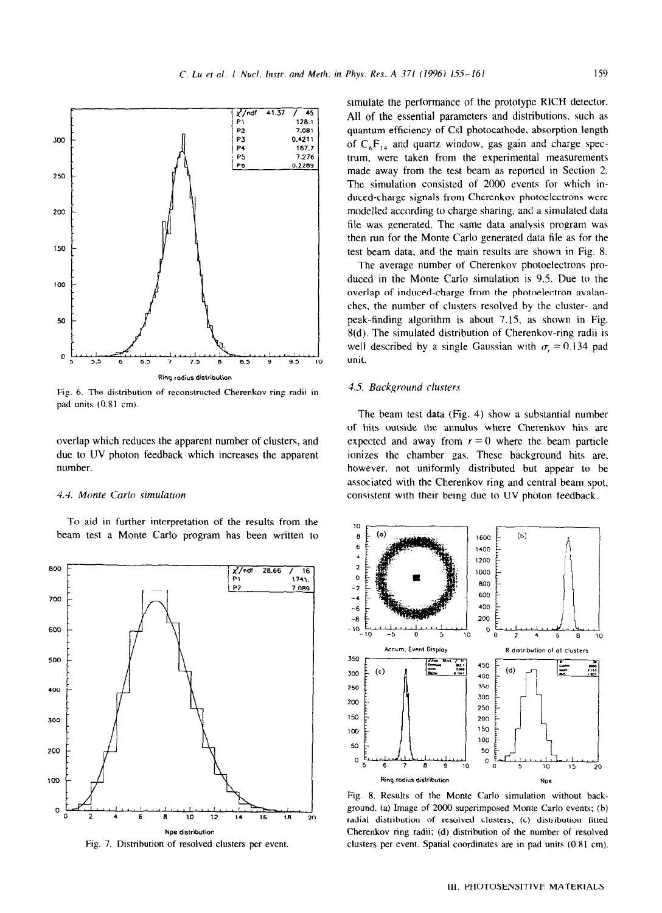Fig. 6. The distribution of reconstructed Cherenkov ring radii in pad units (0.81 cm).

overlap which reduces the apparent number of clusters, and due to UV photon feedback which increases the apparent number.

### 4.4. Monte Carlo simulation

To aid in further interpretation of the results from the beam test a Monte Carlo program has been written to simulate the performance of the prototype RICH detector. All of the essential parameters and distributions, such as quantum efficiency of CsI photocathode, absorption length of $C_6F_{14}$ and quartz window, gas gain and charge spectrum, were taken from the experimental measurements made away from the test beam as reported in Section 2. The simulation consisted of 2000 events for which induced-charge signals from Cherenkov photoelectrons were modelled according to charge sharing, and a simulated data file was generated. The same data analysis program was then run for the Monte Carlo generated data file as for the test beam data, and the main results are shown in Fig. 8.

The average number of Cherenkov photoelectrons produced in the Monte Carlo simulation is 9.5. Due to the overlap of induced-charge from the photoelectron avalanches, the number of clusters resolved by the cluster- and peak-finding algorithm is about 7.15, as shown in Fig. 8(d). The simulated distribution of Cherenkov-ring radii is well described by a single Gaussian with $\sigma_r = 0.134$ pad unit.

### 4.5. Background clusters

The beam test data (Fig. 4) show a substantial number of hits outside the annulus where Cherenkov hits are expected and away from $r = 0$ where the beam particle ionizes the chamber gas. These background hits are, however, not uniformly distributed but appear to be associated with the Cherenkov ring and central beam spot, consistent with their being due to UV photon feedback.

Fig. 7. Distribution of resolved clusters per event.

Fig. 8. Results of the Monte Carlo simulation without background. (a) Image of 2000 superimposed Monte Carlo events; (b) radial distribution of resolved clusters; (c) distribution fitted Cherenkov ring radii; (d) distribution of the number of resolved clusters per event. Spatial coordinates are in pad units (0.81 cm).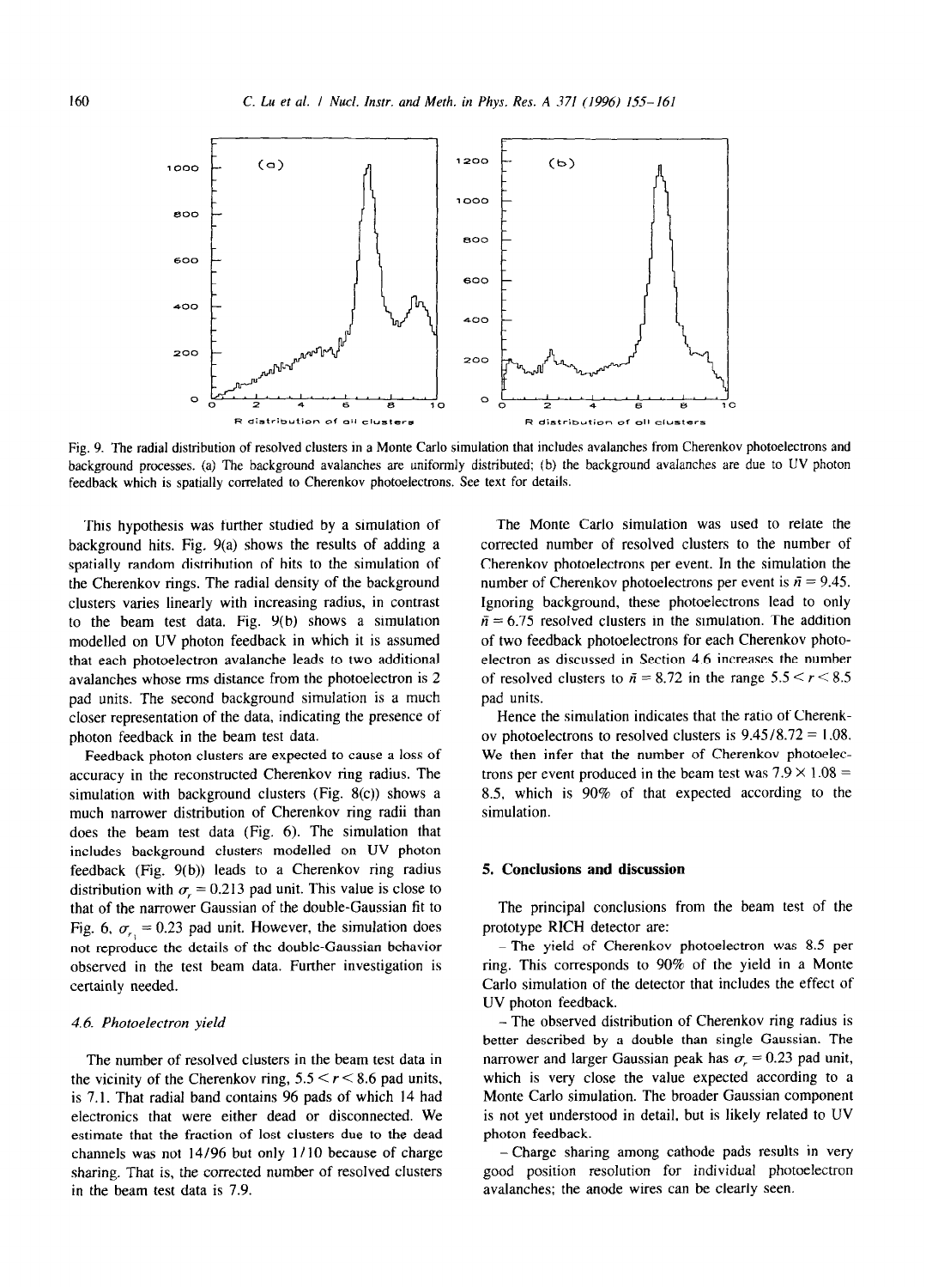Fig. 9. The radial distribution of resolved clusters in a Monte Carlo simulation that includes avalanches from Cherenkov photoelectrons and background processes. (a) The background avalanches are uniformly distributed; (b) the background avalanches are due to UV photon feedback which is spatially correlated to Cherenkov photoelectrons. See text for details.

This hypothesis was further studied by a simulation of background hits. Fig. 9(a) shows the results of adding a spatially random distribution of hits to the simulation of the Cherenkov rings. The radial density of the background clusters varies linearly with increasing radius, in contrast to the beam test data. Fig. 9(b) shows a simulation modelled on UV photon feedback in which it is assumed that each photoelectron avalanche leads to two additional avalanches whose rms distance from the photoelectron is 2 pad units. The second background simulation is a much closer representation of the data, indicating the presence of photon feedback in the beam test data.

Feedback photon clusters are expected to cause a loss of accuracy in the reconstructed Cherenkov ring radius. The simulation with background clusters (Fig. 8(c)) shows a much narrower distribution of Cherenkov ring radii than does the beam test data (Fig. 6). The simulation that includes background clusters modelled on UV photon feedback (Fig. 9(b)) leads to a Cherenkov ring radius distribution with $\sigma_r = 0.213$ pad unit. This value is close to that of the narrower Gaussian of the double-Gaussian fit to Fig. 6, $\sigma_{r_1} = 0.23$ pad unit. However, the simulation does not reproduce the details of the double-Gaussian behavior observed in the test beam data. Further investigation is certainly needed.

### 4.6. Photoelectron yield

The number of resolved clusters in the beam test data in the vicinity of the Cherenkov ring, $5.5 < r < 8.6$ pad units, is 7.1. That radial band contains 96 pads of which 14 had electronics that were either dead or disconnected. We estimate that the fraction of lost clusters due to the dead channels was not 14/96 but only 1/10 because of charge sharing. That is, the corrected number of resolved clusters in the beam test data is 7.9.

The Monte Carlo simulation was used to relate the corrected number of resolved clusters to the number of Cherenkov photoelectrons per event. In the simulation the number of Cherenkov photoelectrons per event is $\bar{n} = 9.45$. Ignoring background, these photoelectrons lead to only $\bar{n} = 6.75$ resolved clusters in the simulation. The addition of two feedback photoelectrons for each Cherenkov photoelectron as discussed in Section 4.6 increases the number of resolved clusters to $\bar{n} = 8.72$ in the range $5.5 < r < 8.5$ pad units.

Hence the simulation indicates that the ratio of Cherenkov photoelectrons to resolved clusters is $9.45/8.72 = 1.08$. We then infer that the number of Cherenkov photoelectrons per event produced in the beam test was $7.9 \times 1.08 = 8.5$, which is 90% of that expected according to the simulation.

## 5. Conclusions and discussion

The principal conclusions from the beam test of the prototype RICH detector are:

- The yield of Cherenkov photoelectron was 8.5 per ring. This corresponds to 90% of the yield in a Monte Carlo simulation of the detector that includes the effect of UV photon feedback.
- The observed distribution of Cherenkov ring radius is better described by a double than single Gaussian. The narrower and larger Gaussian peak has $\sigma_r = 0.23$ pad unit, which is very close the value expected according to a Monte Carlo simulation. The broader Gaussian component is not yet understood in detail, but is likely related to UV photon feedback.
- Charge sharing among cathode pads results in very good position resolution for individual photoelectron avalanches; the anode wires can be clearly seen.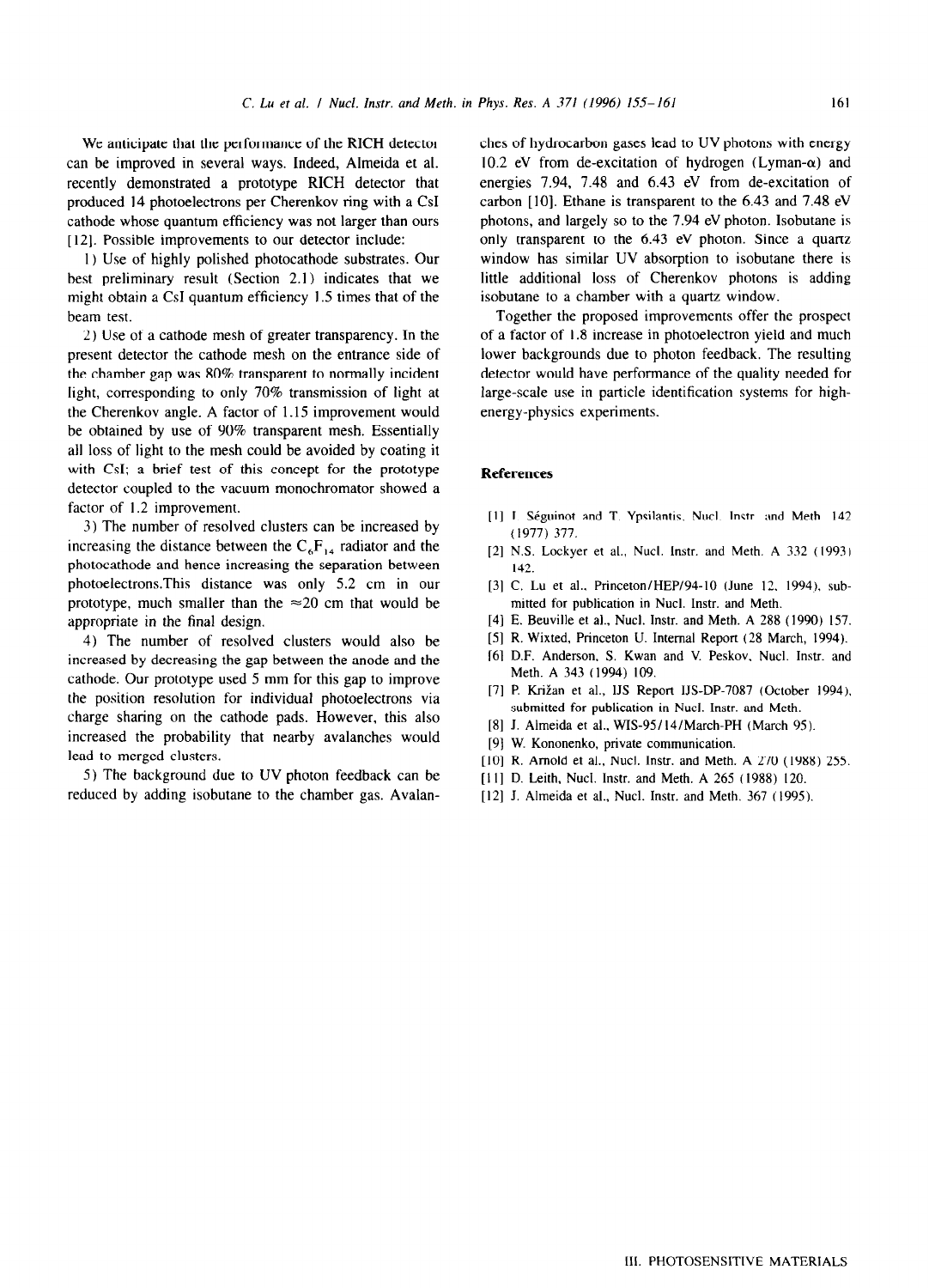We anticipate that the performance of the RICH detector can be improved in several ways. Indeed, Almeida et al. recently demonstrated a prototype RICH detector that produced 14 photoelectrons per Cherenkov ring with a CsI cathode whose quantum efficiency was not larger than ours [12]. Possible improvements to our detector include:

1) Use of highly polished photocathode substrates. Our best preliminary result (Section 2.1) indicates that we might obtain a CsI quantum efficiency 1.5 times that of the beam test.

2) Use of a cathode mesh of greater transparency. In the present detector the cathode mesh on the entrance side of the chamber gap was 80% transparent to normally incident light, corresponding to only 70% transmission of light at the Cherenkov angle. A factor of 1.15 improvement would be obtained by use of 90% transparent mesh. Essentially all loss of light to the mesh could be avoided by coating it with CsI; a brief test of this concept for the prototype detector coupled to the vacuum monochromator showed a factor of 1.2 improvement.

3) The number of resolved clusters can be increased by increasing the distance between the $C_6F_{14}$ radiator and the photocathode and hence increasing the separation between photoelectrons.This distance was only 5.2 cm in our prototype, much smaller than the $\approx 20$ cm that would be appropriate in the final design.

4) The number of resolved clusters would also be increased by decreasing the gap between the anode and the cathode. Our prototype used 5 mm for this gap to improve the position resolution for individual photoelectrons via charge sharing on the cathode pads. However, this also increased the probability that nearby avalanches would lead to merged clusters.

5) The background due to UV photon feedback can be reduced by adding isobutane to the chamber gas. Avalanches of hydrocarbon gases lead to UV photons with energy 10.2 eV from de-excitation of hydrogen (Lyman-$\alpha$) and energies 7.94, 7.48 and 6.43 eV from de-excitation of carbon [10]. Ethane is transparent to the 6.43 and 7.48 eV photons, and largely so to the 7.94 eV photon. Isobutane is only transparent to the 6.43 eV photon. Since a quartz window has similar UV absorption to isobutane there is little additional loss of Cherenkov photons is adding isobutane to a chamber with a quartz window.

Together the proposed improvements offer the prospect of a factor of 1.8 increase in photoelectron yield and much lower backgrounds due to photon feedback. The resulting detector would have performance of the quality needed for large-scale use in particle identification systems for high-energy-physics experiments.

## References

[1] J. Séguinot and T. Ypsilantis, Nucl. Instr. and Meth. 142 (1977) 377.

[2] N.S. Lockyer et al., Nucl. Instr. and Meth. A 332 (1993) 142.

[3] C. Lu et al., Princeton/HEP/94-10 (June 12, 1994), submitted for publication in Nucl. Instr. and Meth.

[4] E. Beuville et al., Nucl. Instr. and Meth. A 288 (1990) 157.

[5] R. Wixted, Princeton U. Internal Report (28 March, 1994).

[6] D.F. Anderson, S. Kwan and V. Peskov, Nucl. Instr. and Meth. A 343 (1994) 109.

[7] P. Križan et al., IJS Report IJS-DP-7087 (October 1994), submitted for publication in Nucl. Instr. and Meth.

[8] J. Almeida et al., WIS-95/14/March-PH (March 95).

[9] W. Kononenko, private communication.

[10] R. Arnold et al., Nucl. Instr. and Meth. A 270 (1988) 255.

[11] D. Leith, Nucl. Instr. and Meth. A 265 (1988) 120.

[12] J. Almeida et al., Nucl. Instr. and Meth. 367 (1995).